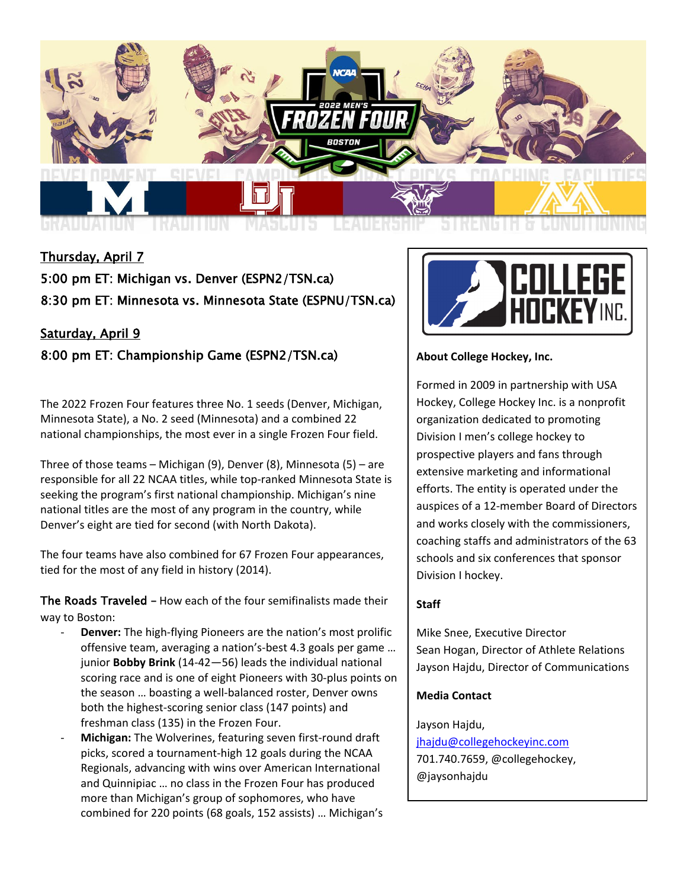**Thursday, April 7**

5:00 pm ET: Michigan vs. Denver (ESPN2/TSN.ca)

8:30 pm ET: Minnesota vs. Minnesota State (ESPNU/TSN.ca)

**Saturday, April 9**

8:00 pm ET: Championship Game (ESPN2/TSN.ca)

The 2022 Frozen Four features three No. 1 seeds (Denver, Michigan, Minnesota State), a No. 2 seed (Minnesota) and a combined 22 national championships, the most ever in a single Frozen Four field.

Three of those teams – Michigan (9), Denver (8), Minnesota (5) – are responsible for all 22 NCAA titles, while top-ranked Minnesota State is seeking the program's first national championship. Michigan's nine national titles are the most of any program in the country, while Denver's eight are tied for second (with North Dakota).

The four teams have also combined for 67 Frozen Four appearances, tied for the most of any field in history (2014).

**The Roads Traveled** – How each of the four semifinalists made their way to Boston:

- **Denver:** The high-flying Pioneers are the nation's most prolific offensive team, averaging a nation's-best 4.3 goals per game … junior **Bobby Brink** (14-42—56) leads the individual national scoring race and is one of eight Pioneers with 30-plus points on the season … boasting a well-balanced roster, Denver owns both the highest-scoring senior class (147 points) and freshman class (135) in the Frozen Four.
- **Michigan:** The Wolverines, featuring seven first-round draft picks, scored a tournament-high 12 goals during the NCAA Regionals, advancing with wins over American International and Quinnipiac … no class in the Frozen Four has produced more than Michigan's group of sophomores, who have combined for 220 points (68 goals, 152 assists) … Michigan's

**About College Hockey, Inc.**

Formed in 2009 in partnership with USA Hockey, College Hockey Inc. is a nonprofit organization dedicated to promoting Division I men's college hockey to prospective players and fans through extensive marketing and informational efforts. The entity is operated under the auspices of a 12-member Board of Directors and works closely with the commissioners, coaching staffs and administrators of the 63 schools and six conferences that sponsor Division I hockey.

**Staff**

Mike Snee, Executive Director
Sean Hogan, Director of Athlete Relations
Jayson Hajdu, Director of Communications

**Media Contact**

Jayson Hajdu,
jhajdu@collegehockeyinc.com
701.740.7659, @collegehockey, @jaysonhajdu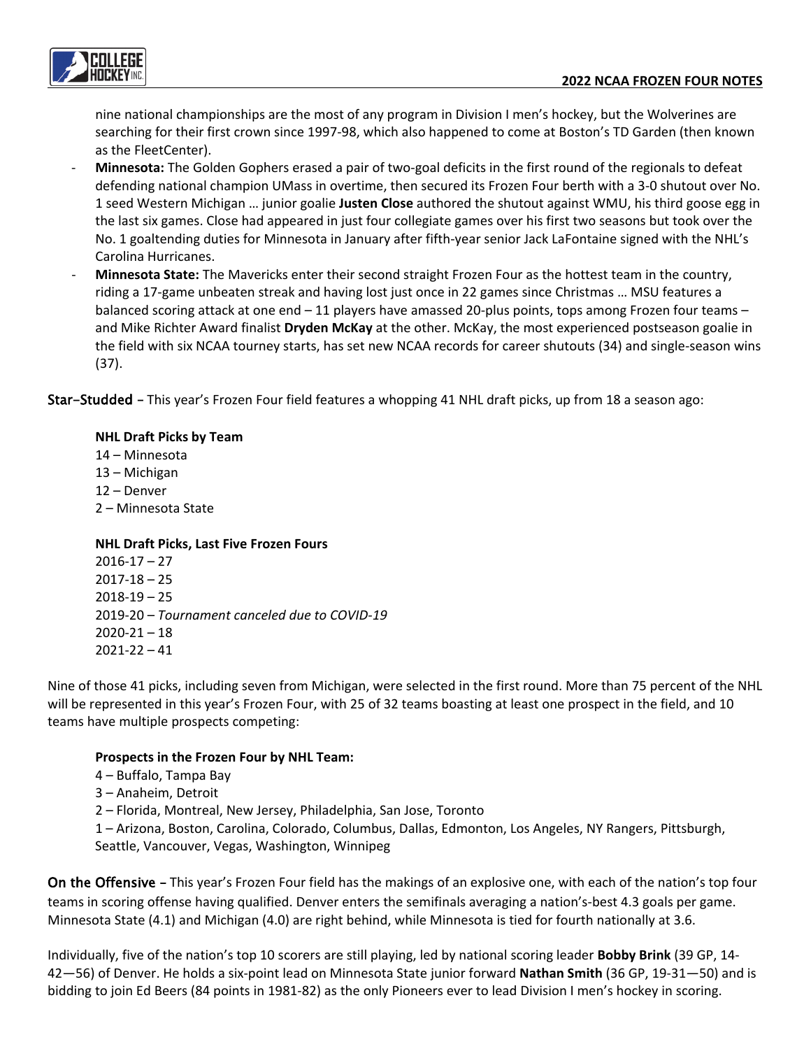nine national championships are the most of any program in Division I men's hockey, but the Wolverines are searching for their first crown since 1997-98, which also happened to come at Boston's TD Garden (then known as the FleetCenter).

- **Minnesota:** The Golden Gophers erased a pair of two-goal deficits in the first round of the regionals to defeat defending national champion UMass in overtime, then secured its Frozen Four berth with a 3-0 shutout over No. 1 seed Western Michigan … junior goalie **Justen Close** authored the shutout against WMU, his third goose egg in the last six games. Close had appeared in just four collegiate games over his first two seasons but took over the No. 1 goaltending duties for Minnesota in January after fifth-year senior Jack LaFontaine signed with the NHL's Carolina Hurricanes.
- **Minnesota State:** The Mavericks enter their second straight Frozen Four as the hottest team in the country, riding a 17-game unbeaten streak and having lost just once in 22 games since Christmas … MSU features a balanced scoring attack at one end – 11 players have amassed 20-plus points, tops among Frozen four teams – and Mike Richter Award finalist **Dryden McKay** at the other. McKay, the most experienced postseason goalie in the field with six NCAA tourney starts, has set new NCAA records for career shutouts (34) and single-season wins (37).

**Star-Studded** – This year's Frozen Four field features a whopping 41 NHL draft picks, up from 18 a season ago:

**NHL Draft Picks by Team**
14 – Minnesota
13 – Michigan
12 – Denver
2 – Minnesota State

**NHL Draft Picks, Last Five Frozen Fours**
2016-17 – 27
2017-18 – 25
2018-19 – 25
2019-20 – *Tournament canceled due to COVID-19*
2020-21 – 18
2021-22 – 41

Nine of those 41 picks, including seven from Michigan, were selected in the first round. More than 75 percent of the NHL will be represented in this year's Frozen Four, with 25 of 32 teams boasting at least one prospect in the field, and 10 teams have multiple prospects competing:

**Prospects in the Frozen Four by NHL Team:**
4 – Buffalo, Tampa Bay
3 – Anaheim, Detroit
2 – Florida, Montreal, New Jersey, Philadelphia, San Jose, Toronto
1 – Arizona, Boston, Carolina, Colorado, Columbus, Dallas, Edmonton, Los Angeles, NY Rangers, Pittsburgh, Seattle, Vancouver, Vegas, Washington, Winnipeg

**On the Offensive** – This year's Frozen Four field has the makings of an explosive one, with each of the nation's top four teams in scoring offense having qualified. Denver enters the semifinals averaging a nation's-best 4.3 goals per game. Minnesota State (4.1) and Michigan (4.0) are right behind, while Minnesota is tied for fourth nationally at 3.6.

Individually, five of the nation's top 10 scorers are still playing, led by national scoring leader **Bobby Brink** (39 GP, 14-42—56) of Denver. He holds a six-point lead on Minnesota State junior forward **Nathan Smith** (36 GP, 19-31—50) and is bidding to join Ed Beers (84 points in 1981-82) as the only Pioneers ever to lead Division I men's hockey in scoring.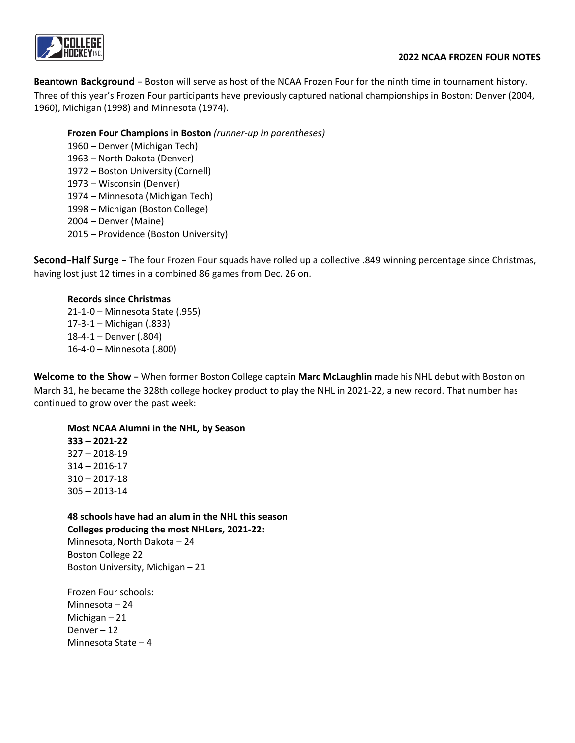**Beantown Background** – Boston will serve as host of the NCAA Frozen Four for the ninth time in tournament history. Three of this year's Frozen Four participants have previously captured national championships in Boston: Denver (2004, 1960), Michigan (1998) and Minnesota (1974).

**Frozen Four Champions in Boston** *(runner-up in parentheses)*
1960 – Denver (Michigan Tech)
1963 – North Dakota (Denver)
1972 – Boston University (Cornell)
1973 – Wisconsin (Denver)
1974 – Minnesota (Michigan Tech)
1998 – Michigan (Boston College)
2004 – Denver (Maine)
2015 – Providence (Boston University)

**Second-Half Surge** – The four Frozen Four squads have rolled up a collective .849 winning percentage since Christmas, having lost just 12 times in a combined 86 games from Dec. 26 on.

**Records since Christmas**
21-1-0 – Minnesota State (.955)
17-3-1 – Michigan (.833)
18-4-1 – Denver (.804)
16-4-0 – Minnesota (.800)

**Welcome to the Show** – When former Boston College captain **Marc McLaughlin** made his NHL debut with Boston on March 31, he became the 328th college hockey product to play the NHL in 2021-22, a new record. That number has continued to grow over the past week:

**Most NCAA Alumni in the NHL, by Season**
**333 – 2021-22**
327 – 2018-19
314 – 2016-17
310 – 2017-18
305 – 2013-14

**48 schools have had an alum in the NHL this season**
**Colleges producing the most NHLers, 2021-22:**
Minnesota, North Dakota – 24
Boston College 22
Boston University, Michigan – 21

Frozen Four schools:
Minnesota – 24
Michigan – 21
Denver – 12
Minnesota State – 4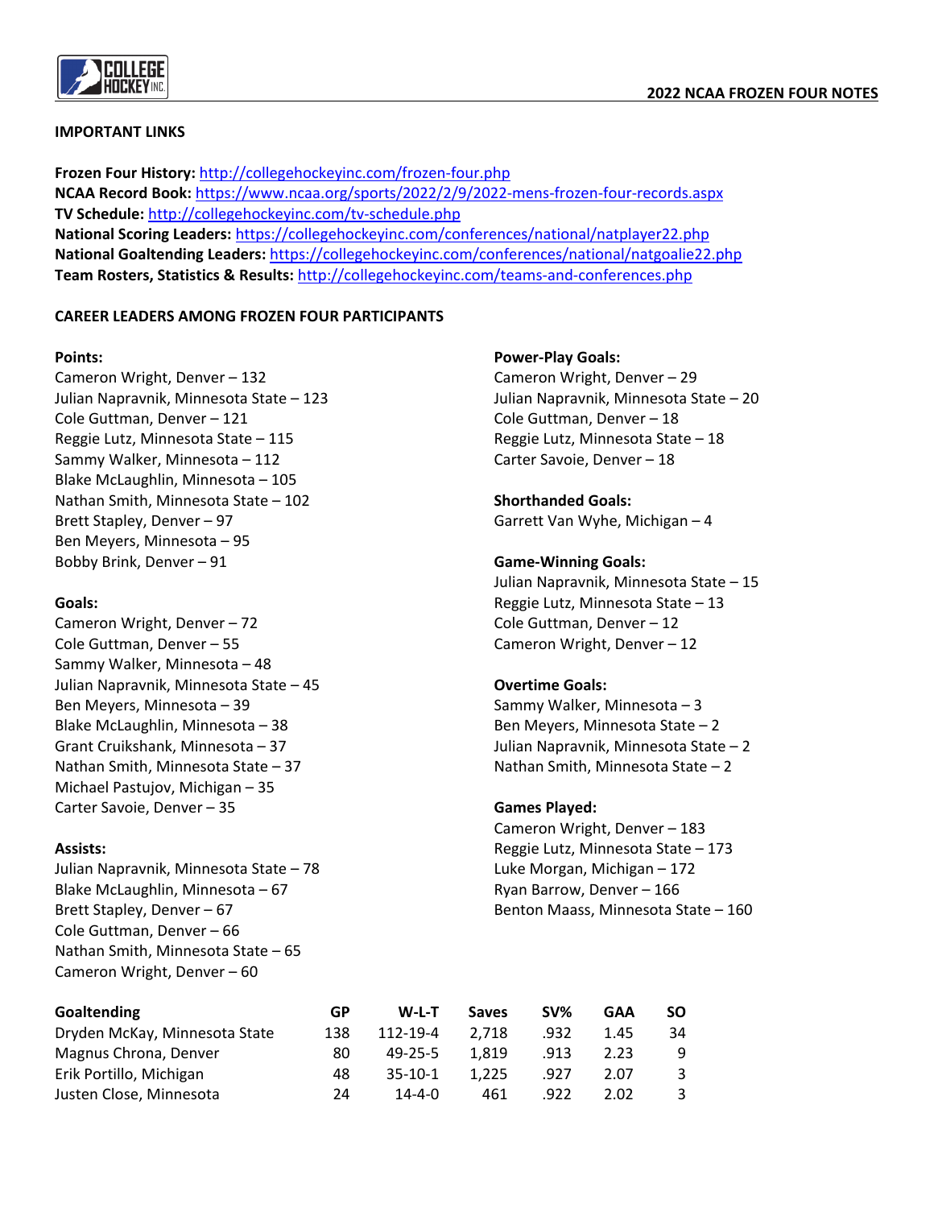**2022 NCAA FROZEN FOUR NOTES**

## IMPORTANT LINKS

**Frozen Four History:** http://collegehockeyinc.com/frozen-four.php
**NCAA Record Book:** https://www.ncaa.org/sports/2022/2/9/2022-mens-frozen-four-records.aspx
**TV Schedule:** http://collegehockeyinc.com/tv-schedule.php
**National Scoring Leaders:** https://collegehockeyinc.com/conferences/national/natplayer22.php
**National Goaltending Leaders:** https://collegehockeyinc.com/conferences/national/natgoalie22.php
**Team Rosters, Statistics & Results:** http://collegehockeyinc.com/teams-and-conferences.php

## CAREER LEADERS AMONG FROZEN FOUR PARTICIPANTS

**Points:**
Cameron Wright, Denver – 132
Julian Napravnik, Minnesota State – 123
Cole Guttman, Denver – 121
Reggie Lutz, Minnesota State – 115
Sammy Walker, Minnesota – 112
Blake McLaughlin, Minnesota – 105
Nathan Smith, Minnesota State – 102
Brett Stapley, Denver – 97
Ben Meyers, Minnesota – 95
Bobby Brink, Denver – 91

**Goals:**
Cameron Wright, Denver – 72
Cole Guttman, Denver – 55
Sammy Walker, Minnesota – 48
Julian Napravnik, Minnesota State – 45
Ben Meyers, Minnesota – 39
Blake McLaughlin, Minnesota – 38
Grant Cruikshank, Minnesota – 37
Nathan Smith, Minnesota State – 37
Michael Pastujov, Michigan – 35
Carter Savoie, Denver – 35

**Assists:**
Julian Napravnik, Minnesota State – 78
Blake McLaughlin, Minnesota – 67
Brett Stapley, Denver – 67
Cole Guttman, Denver – 66
Nathan Smith, Minnesota State – 65
Cameron Wright, Denver – 60

**Power-Play Goals:**
Cameron Wright, Denver – 29
Julian Napravnik, Minnesota State – 20
Cole Guttman, Denver – 18
Reggie Lutz, Minnesota State – 18
Carter Savoie, Denver – 18

**Shorthanded Goals:**
Garrett Van Wyhe, Michigan – 4

**Game-Winning Goals:**
Julian Napravnik, Minnesota State – 15
Reggie Lutz, Minnesota State – 13
Cole Guttman, Denver – 12
Cameron Wright, Denver – 12

**Overtime Goals:**
Sammy Walker, Minnesota – 3
Ben Meyers, Minnesota State – 2
Julian Napravnik, Minnesota State – 2
Nathan Smith, Minnesota State – 2

**Games Played:**
Cameron Wright, Denver – 183
Reggie Lutz, Minnesota State – 173
Luke Morgan, Michigan – 172
Ryan Barrow, Denver – 166
Benton Maass, Minnesota State – 160

| Goaltending | GP | W-L-T | Saves | SV% | GAA | SO |
|---|---|---|---|---|---|---|
| Dryden McKay, Minnesota State | 138 | 112-19-4 | 2,718 | .932 | 1.45 | 34 |
| Magnus Chrona, Denver | 80 | 49-25-5 | 1,819 | .913 | 2.23 | 9 |
| Erik Portillo, Michigan | 48 | 35-10-1 | 1,225 | .927 | 2.07 | 3 |
| Justen Close, Minnesota | 24 | 14-4-0 | 461 | .922 | 2.02 | 3 |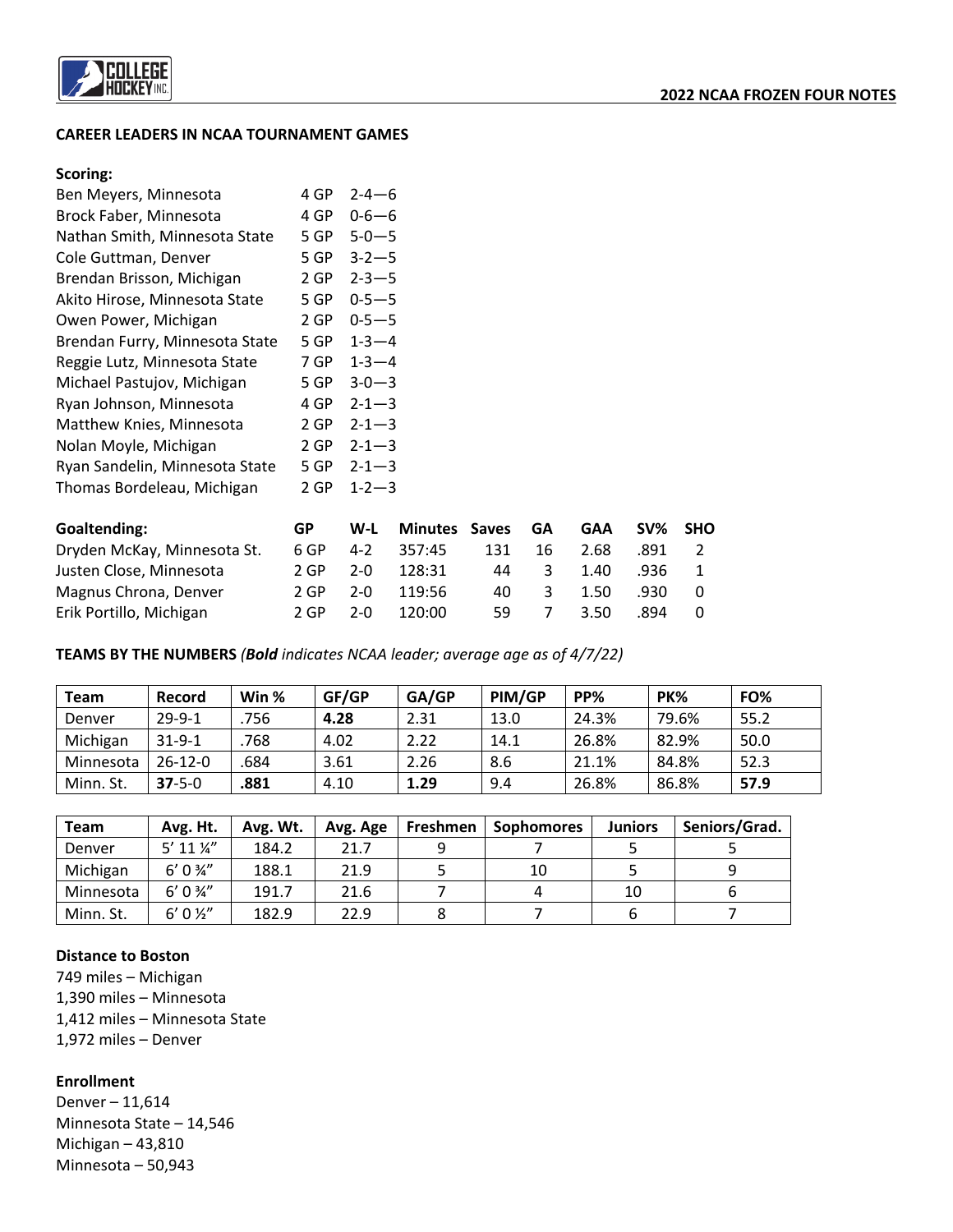## CAREER LEADERS IN NCAA TOURNAMENT GAMES

### Scoring:

| Player | GP | G-A—Pts |
|---|---|---|
| Ben Meyers, Minnesota | 4 GP | 2-4—6 |
| Brock Faber, Minnesota | 4 GP | 0-6—6 |
| Nathan Smith, Minnesota State | 5 GP | 5-0—5 |
| Cole Guttman, Denver | 5 GP | 3-2—5 |
| Brendan Brisson, Michigan | 2 GP | 2-3—5 |
| Akito Hirose, Minnesota State | 5 GP | 0-5—5 |
| Owen Power, Michigan | 2 GP | 0-5—5 |
| Brendan Furry, Minnesota State | 5 GP | 1-3—4 |
| Reggie Lutz, Minnesota State | 7 GP | 1-3—4 |
| Michael Pastujov, Michigan | 5 GP | 3-0—3 |
| Ryan Johnson, Minnesota | 4 GP | 2-1—3 |
| Matthew Knies, Minnesota | 2 GP | 2-1—3 |
| Nolan Moyle, Michigan | 2 GP | 2-1—3 |
| Ryan Sandelin, Minnesota State | 5 GP | 2-1—3 |
| Thomas Bordeleau, Michigan | 2 GP | 1-2—3 |

### Goaltending:

| Goaltending: | GP | W-L | Minutes | Saves | GA | GAA | SV% | SHO |
|---|---|---|---|---|---|---|---|---|
| Dryden McKay, Minnesota St. | 6 GP | 4-2 | 357:45 | 131 | 16 | 2.68 | .891 | 2 |
| Justen Close, Minnesota | 2 GP | 2-0 | 128:31 | 44 | 3 | 1.40 | .936 | 1 |
| Magnus Chrona, Denver | 2 GP | 2-0 | 119:56 | 40 | 3 | 1.50 | .930 | 0 |
| Erik Portillo, Michigan | 2 GP | 2-0 | 120:00 | 59 | 7 | 3.50 | .894 | 0 |

## TEAMS BY THE NUMBERS *(**Bold** indicates NCAA leader; average age as of 4/7/22)*

| Team | Record | Win % | GF/GP | GA/GP | PIM/GP | PP% | PK% | FO% |
|---|---|---|---|---|---|---|---|---|
| Denver | 29-9-1 | .756 | **4.28** | 2.31 | 13.0 | 24.3% | 79.6% | 55.2 |
| Michigan | 31-9-1 | .768 | 4.02 | 2.22 | 14.1 | 26.8% | 82.9% | 50.0 |
| Minnesota | 26-12-0 | .684 | 3.61 | 2.26 | 8.6 | 21.1% | 84.8% | 52.3 |
| Minn. St. | **37**-5-0 | **.881** | 4.10 | **1.29** | 9.4 | 26.8% | 86.8% | **57.9** |

| Team | Avg. Ht. | Avg. Wt. | Avg. Age | Freshmen | Sophomores | Juniors | Seniors/Grad. |
|---|---|---|---|---|---|---|---|
| Denver | 5' 11 ¼" | 184.2 | 21.7 | 9 | 7 | 5 | 5 |
| Michigan | 6' 0 ¾" | 188.1 | 21.9 | 5 | 10 | 5 | 9 |
| Minnesota | 6' 0 ¾" | 191.7 | 21.6 | 7 | 4 | 10 | 6 |
| Minn. St. | 6' 0 ½" | 182.9 | 22.9 | 8 | 7 | 6 | 7 |

### Distance to Boston

749 miles – Michigan
1,390 miles – Minnesota
1,412 miles – Minnesota State
1,972 miles – Denver

### Enrollment

Denver – 11,614
Minnesota State – 14,546
Michigan – 43,810
Minnesota – 50,943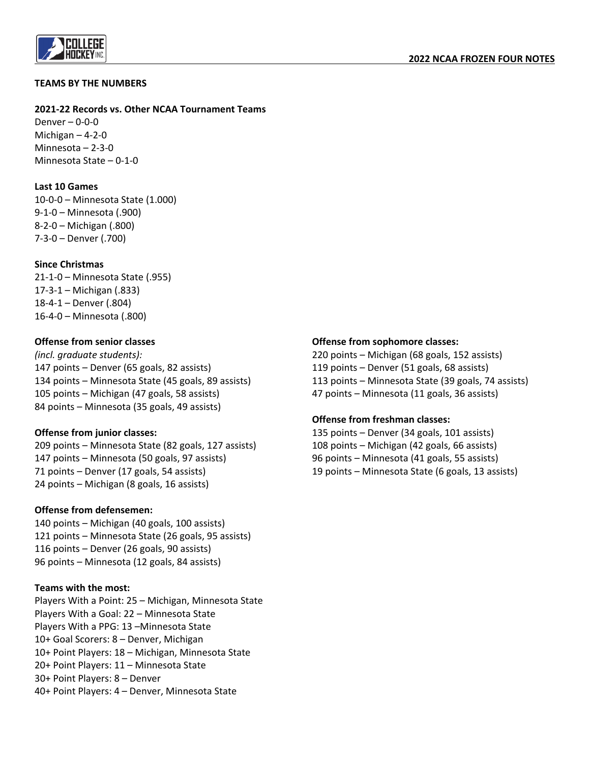## TEAMS BY THE NUMBERS

**2021-22 Records vs. Other NCAA Tournament Teams**
Denver – 0-0-0
Michigan – 4-2-0
Minnesota – 2-3-0
Minnesota State – 0-1-0

**Last 10 Games**
10-0-0 – Minnesota State (1.000)
9-1-0 – Minnesota (.900)
8-2-0 – Michigan (.800)
7-3-0 – Denver (.700)

**Since Christmas**
21-1-0 – Minnesota State (.955)
17-3-1 – Michigan (.833)
18-4-1 – Denver (.804)
16-4-0 – Minnesota (.800)

**Offense from senior classes**
*(incl. graduate students):*
147 points – Denver (65 goals, 82 assists)
134 points – Minnesota State (45 goals, 89 assists)
105 points – Michigan (47 goals, 58 assists)
84 points – Minnesota (35 goals, 49 assists)

**Offense from junior classes:**
209 points – Minnesota State (82 goals, 127 assists)
147 points – Minnesota (50 goals, 97 assists)
71 points – Denver (17 goals, 54 assists)
24 points – Michigan (8 goals, 16 assists)

**Offense from defensemen:**
140 points – Michigan (40 goals, 100 assists)
121 points – Minnesota State (26 goals, 95 assists)
116 points – Denver (26 goals, 90 assists)
96 points – Minnesota (12 goals, 84 assists)

**Teams with the most:**
Players With a Point: 25 – Michigan, Minnesota State
Players With a Goal: 22 – Minnesota State
Players With a PPG: 13 –Minnesota State
10+ Goal Scorers: 8 – Denver, Michigan
10+ Point Players: 18 – Michigan, Minnesota State
20+ Point Players: 11 – Minnesota State
30+ Point Players: 8 – Denver
40+ Point Players: 4 – Denver, Minnesota State

**Offense from sophomore classes:**
220 points – Michigan (68 goals, 152 assists)
119 points – Denver (51 goals, 68 assists)
113 points – Minnesota State (39 goals, 74 assists)
47 points – Minnesota (11 goals, 36 assists)

**Offense from freshman classes:**
135 points – Denver (34 goals, 101 assists)
108 points – Michigan (42 goals, 66 assists)
96 points – Minnesota (41 goals, 55 assists)
19 points – Minnesota State (6 goals, 13 assists)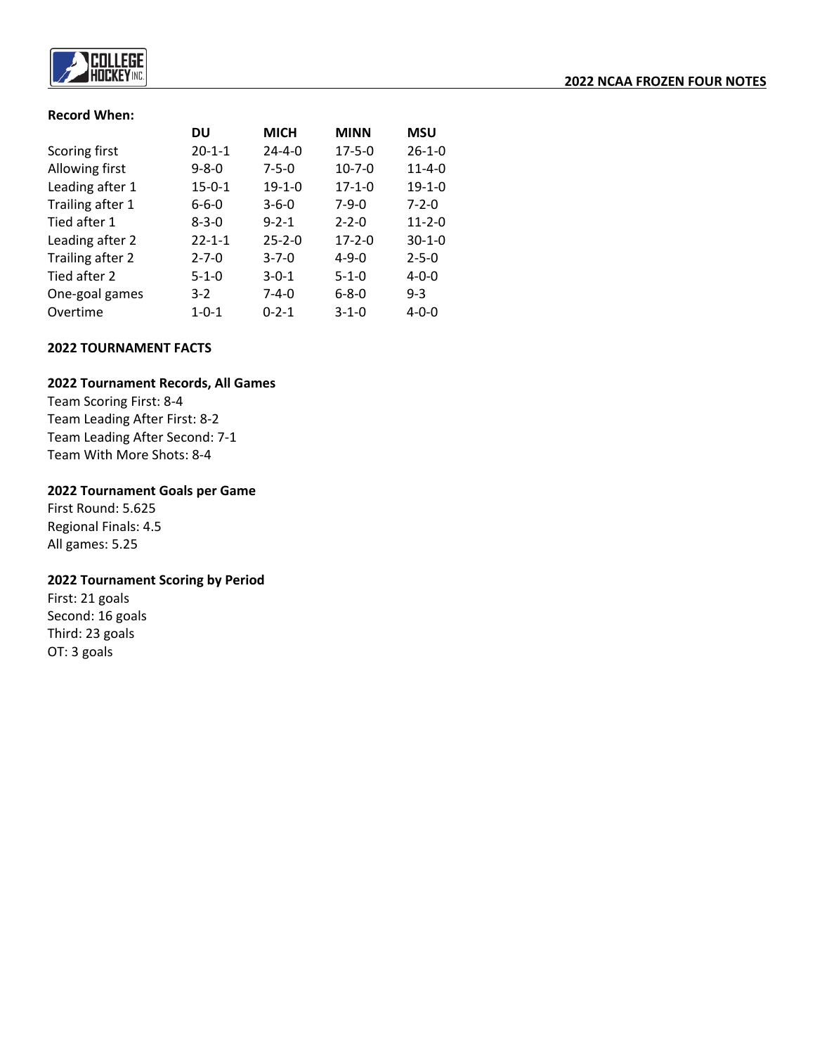**Record When:**

| | DU | MICH | MINN | MSU |
|---|---|---|---|---|
| Scoring first | 20-1-1 | 24-4-0 | 17-5-0 | 26-1-0 |
| Allowing first | 9-8-0 | 7-5-0 | 10-7-0 | 11-4-0 |
| Leading after 1 | 15-0-1 | 19-1-0 | 17-1-0 | 19-1-0 |
| Trailing after 1 | 6-6-0 | 3-6-0 | 7-9-0 | 7-2-0 |
| Tied after 1 | 8-3-0 | 9-2-1 | 2-2-0 | 11-2-0 |
| Leading after 2 | 22-1-1 | 25-2-0 | 17-2-0 | 30-1-0 |
| Trailing after 2 | 2-7-0 | 3-7-0 | 4-9-0 | 2-5-0 |
| Tied after 2 | 5-1-0 | 3-0-1 | 5-1-0 | 4-0-0 |
| One-goal games | 3-2 | 7-4-0 | 6-8-0 | 9-3 |
| Overtime | 1-0-1 | 0-2-1 | 3-1-0 | 4-0-0 |

**2022 TOURNAMENT FACTS**

**2022 Tournament Records, All Games**

Team Scoring First: 8-4
Team Leading After First: 8-2
Team Leading After Second: 7-1
Team With More Shots: 8-4

**2022 Tournament Goals per Game**

First Round: 5.625
Regional Finals: 4.5
All games: 5.25

**2022 Tournament Scoring by Period**

First: 21 goals
Second: 16 goals
Third: 23 goals
OT: 3 goals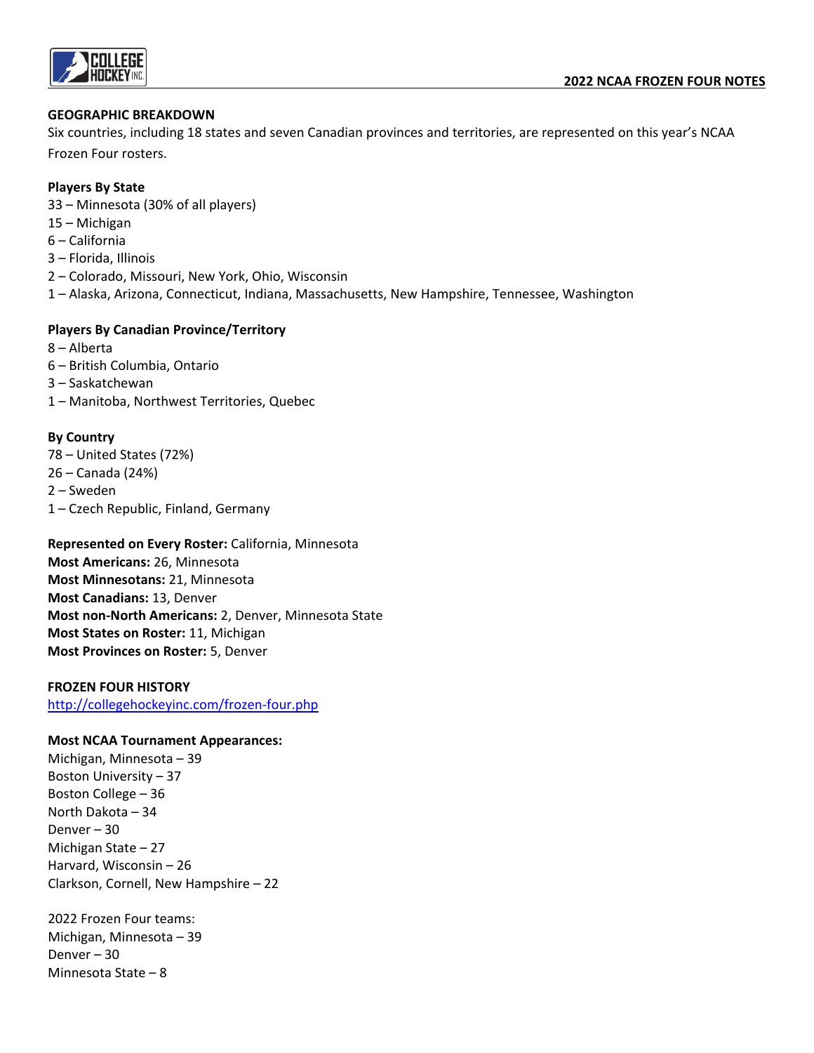## GEOGRAPHIC BREAKDOWN

Six countries, including 18 states and seven Canadian provinces and territories, are represented on this year's NCAA Frozen Four rosters.

**Players By State**

33 – Minnesota (30% of all players)
15 – Michigan
6 – California
3 – Florida, Illinois
2 – Colorado, Missouri, New York, Ohio, Wisconsin
1 – Alaska, Arizona, Connecticut, Indiana, Massachusetts, New Hampshire, Tennessee, Washington

**Players By Canadian Province/Territory**

8 – Alberta
6 – British Columbia, Ontario
3 – Saskatchewan
1 – Manitoba, Northwest Territories, Quebec

**By Country**

78 – United States (72%)
26 – Canada (24%)
2 – Sweden
1 – Czech Republic, Finland, Germany

**Represented on Every Roster:** California, Minnesota
**Most Americans:** 26, Minnesota
**Most Minnesotans:** 21, Minnesota
**Most Canadians:** 13, Denver
**Most non-North Americans:** 2, Denver, Minnesota State
**Most States on Roster:** 11, Michigan
**Most Provinces on Roster:** 5, Denver

## FROZEN FOUR HISTORY

http://collegehockeyinc.com/frozen-four.php

**Most NCAA Tournament Appearances:**

Michigan, Minnesota – 39
Boston University – 37
Boston College – 36
North Dakota – 34
Denver – 30
Michigan State – 27
Harvard, Wisconsin – 26
Clarkson, Cornell, New Hampshire – 22

2022 Frozen Four teams:
Michigan, Minnesota – 39
Denver – 30
Minnesota State – 8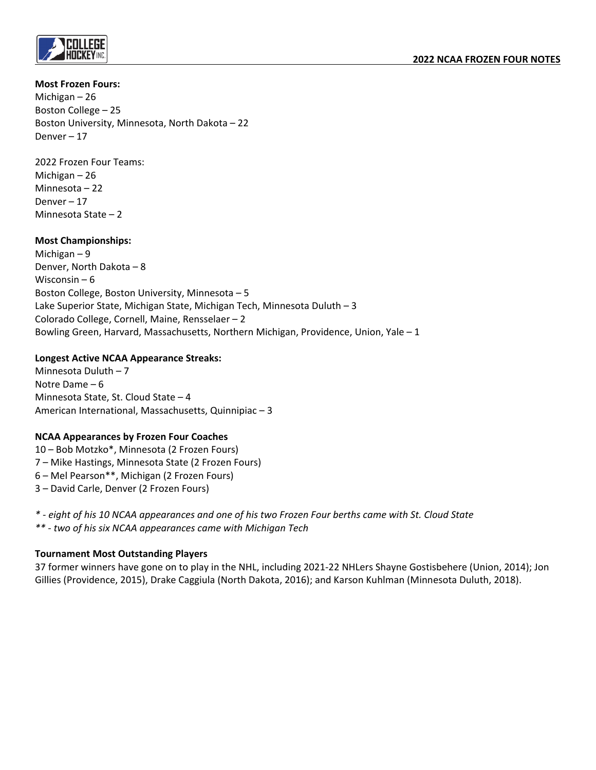**Most Frozen Fours:**
Michigan – 26
Boston College – 25
Boston University, Minnesota, North Dakota – 22
Denver – 17

2022 Frozen Four Teams:
Michigan – 26
Minnesota – 22
Denver – 17
Minnesota State – 2

**Most Championships:**
Michigan – 9
Denver, North Dakota – 8
Wisconsin – 6
Boston College, Boston University, Minnesota – 5
Lake Superior State, Michigan State, Michigan Tech, Minnesota Duluth – 3
Colorado College, Cornell, Maine, Rensselaer – 2
Bowling Green, Harvard, Massachusetts, Northern Michigan, Providence, Union, Yale – 1

**Longest Active NCAA Appearance Streaks:**
Minnesota Duluth – 7
Notre Dame – 6
Minnesota State, St. Cloud State – 4
American International, Massachusetts, Quinnipiac – 3

**NCAA Appearances by Frozen Four Coaches**
10 – Bob Motzko*, Minnesota (2 Frozen Fours)
7 – Mike Hastings, Minnesota State (2 Frozen Fours)
6 – Mel Pearson**, Michigan (2 Frozen Fours)
3 – David Carle, Denver (2 Frozen Fours)

*\* - eight of his 10 NCAA appearances and one of his two Frozen Four berths came with St. Cloud State*
*\*\* - two of his six NCAA appearances came with Michigan Tech*

**Tournament Most Outstanding Players**
37 former winners have gone on to play in the NHL, including 2021-22 NHLers Shayne Gostisbehere (Union, 2014); Jon Gillies (Providence, 2015), Drake Caggiula (North Dakota, 2016); and Karson Kuhlman (Minnesota Duluth, 2018).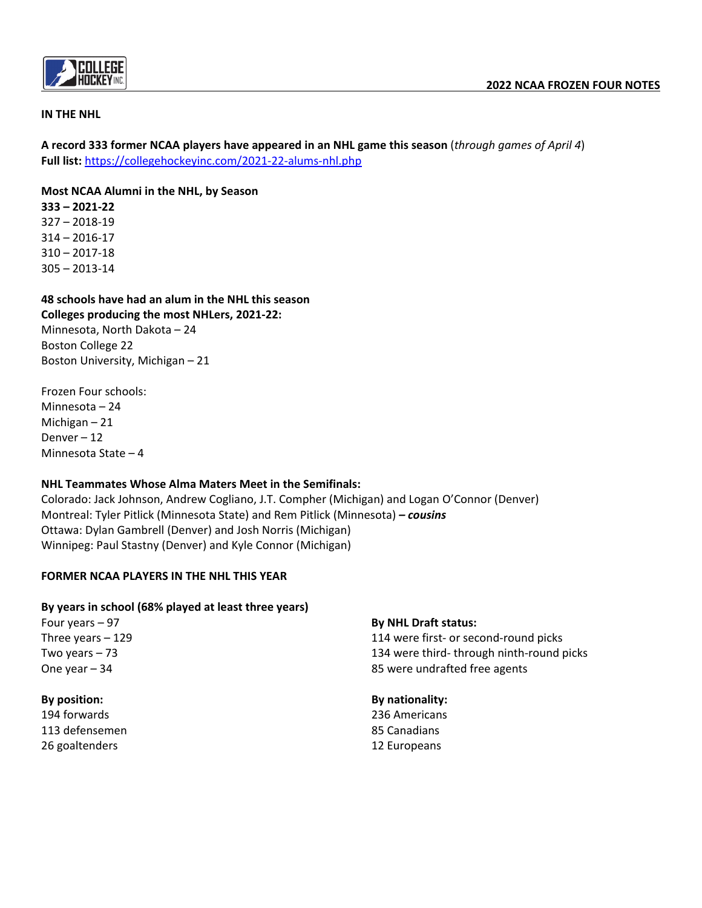## IN THE NHL

**A record 333 former NCAA players have appeared in an NHL game this season** (*through games of April 4*)
**Full list:** [https://collegehockeyinc.com/2021-22-alums-nhl.php](https://collegehockeyinc.com/2021-22-alums-nhl.php)

**Most NCAA Alumni in the NHL, by Season**
**333 – 2021-22**
327 – 2018-19
314 – 2016-17
310 – 2017-18
305 – 2013-14

**48 schools have had an alum in the NHL this season**
**Colleges producing the most NHLers, 2021-22:**
Minnesota, North Dakota – 24
Boston College 22
Boston University, Michigan – 21

Frozen Four schools:
Minnesota – 24
Michigan – 21
Denver – 12
Minnesota State – 4

**NHL Teammates Whose Alma Maters Meet in the Semifinals:**
Colorado: Jack Johnson, Andrew Cogliano, J.T. Compher (Michigan) and Logan O'Connor (Denver)
Montreal: Tyler Pitlick (Minnesota State) and Rem Pitlick (Minnesota) ***– cousins***
Ottawa: Dylan Gambrell (Denver) and Josh Norris (Michigan)
Winnipeg: Paul Stastny (Denver) and Kyle Connor (Michigan)

## FORMER NCAA PLAYERS IN THE NHL THIS YEAR

**By years in school (68% played at least three years)**
Four years – 97
Three years – 129
Two years – 73
One year – 34

**By position:**
194 forwards
113 defensemen
26 goaltenders

**By NHL Draft status:**
114 were first- or second-round picks
134 were third- through ninth-round picks
85 were undrafted free agents

**By nationality:**
236 Americans
85 Canadians
12 Europeans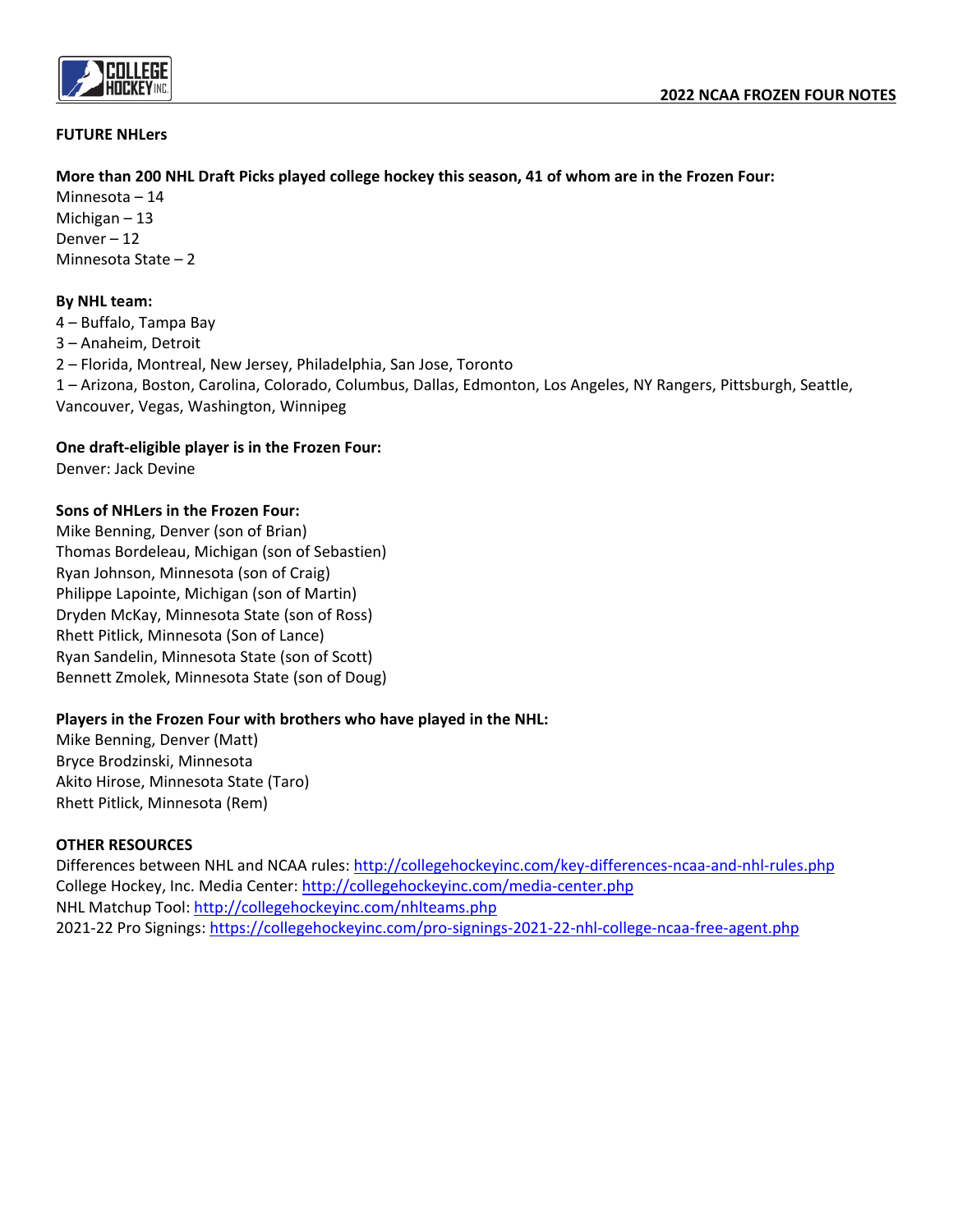## FUTURE NHLers

**More than 200 NHL Draft Picks played college hockey this season, 41 of whom are in the Frozen Four:**

Minnesota – 14
Michigan – 13
Denver – 12
Minnesota State – 2

**By NHL team:**

4 – Buffalo, Tampa Bay
3 – Anaheim, Detroit
2 – Florida, Montreal, New Jersey, Philadelphia, San Jose, Toronto
1 – Arizona, Boston, Carolina, Colorado, Columbus, Dallas, Edmonton, Los Angeles, NY Rangers, Pittsburgh, Seattle, Vancouver, Vegas, Washington, Winnipeg

**One draft-eligible player is in the Frozen Four:**

Denver: Jack Devine

**Sons of NHLers in the Frozen Four:**

Mike Benning, Denver (son of Brian)
Thomas Bordeleau, Michigan (son of Sebastien)
Ryan Johnson, Minnesota (son of Craig)
Philippe Lapointe, Michigan (son of Martin)
Dryden McKay, Minnesota State (son of Ross)
Rhett Pitlick, Minnesota (Son of Lance)
Ryan Sandelin, Minnesota State (son of Scott)
Bennett Zmolek, Minnesota State (son of Doug)

**Players in the Frozen Four with brothers who have played in the NHL:**

Mike Benning, Denver (Matt)
Bryce Brodzinski, Minnesota
Akito Hirose, Minnesota State (Taro)
Rhett Pitlick, Minnesota (Rem)

## OTHER RESOURCES

Differences between NHL and NCAA rules: http://collegehockeyinc.com/key-differences-ncaa-and-nhl-rules.php
College Hockey, Inc. Media Center: http://collegehockeyinc.com/media-center.php
NHL Matchup Tool: http://collegehockeyinc.com/nhlteams.php
2021-22 Pro Signings: https://collegehockeyinc.com/pro-signings-2021-22-nhl-college-ncaa-free-agent.php